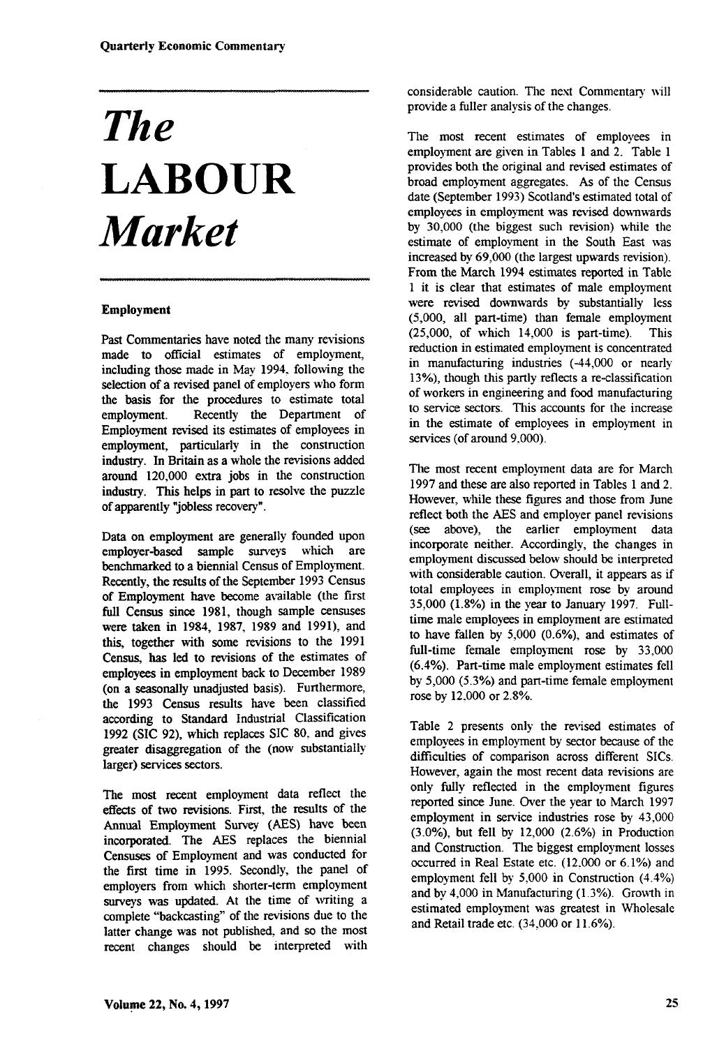# *The* **LABOUR** *Market*

## Employment

Past Commentaries have noted the many revisions made to official estimates of employment, including those made in May 1994, following the selection of a revised panel of employers who form the basis for the procedures to estimate total employment. Recently the Department of Employment revised its estimates of employees in employment, particularly in the construction industry. In Britain as a whole the revisions added around 120,000 extra jobs in the construction industry. This helps in part to resolve the puzzle of apparently "jobless recovery".

Data on employment are generally founded upon employer-based sample surveys which are benchmarked to a biennial Census of Employment. Recently, the results of the September 1993 Census of Employment have become available (the first full Census since 1981, though sample censuses were taken in 1984, 1987, 1989 and 1991), and this, together with some revisions to the 1991 Census, has led to revisions of the estimates of employees in employment back to December 1989 (on a seasonally unadjusted basis). Furthermore, the 1993 Census results have been classified according to Standard Industrial Classification 1992 (SIC 92), which replaces SIC 80, and gives greater disaggregation of the (now substantially larger) services sectors.

The most recent employment data reflect the effects of two revisions. First, the results of the Annual Employment Survey (AES) have been incorporated. The AES replaces the biennial Censuses of Employment and was conducted for the first time in 1995. Secondly, the panel of employers from which shorter-term employment surveys was updated. At the time of writing a complete "backcasting" of the revisions due to the latter change was not published, and so the most recent changes should be interpreted with considerable caution. The next Commentary will provide a fuller analysis of the changes.

The most recent estimates of employees in employment are given in Tables 1 and 2. Table 1 provides both the original and revised estimates of broad employment aggregates. As of the Census date (September 1993) Scotland's estimated total of employees in employment was revised downwards by 30,000 (the biggest such revision) while the estimate of employment in the South East was increased by 69,000 (the largest upwards revision). From the March 1994 estimates reported in Table 1 it is clear that estimates of male employment were revised downwards by substantially less (5,000, all part-time) than female employment (25,000, of which 14,000 is part-time). This reduction in estimated employment is concentrated in manufacturing industries (-44,000 or nearly 13%), though this partly reflects a re-classification of workers in engineering and food manufacturing to service sectors. This accounts for the increase in the estimate of employees in employment in services (of around 9,000).

The most recent employment data are for March 1997 and these are also reported in Tables 1 and 2. However, while these figures and those from June reflect both the AES and employer panel revisions (see above), the earlier employment data incorporate neither. Accordingly, the changes in employment discussed below should be interpreted with considerable caution. Overall, it appears as if total employees in employment rose by around 35,000 (1.8%) in the year to January 1997. Full-time male employees in employment are estimated to have fallen by 5,000 (0.6%), and estimates of full-time female employment rose by 33,000 (6.4%). Part-time male employment estimates fell by 5,000 (5.3%) and part-time female employment rose by 12,000 or 2.8%.

Table 2 presents only the revised estimates of employees in employment by sector because of the difficulties of comparison across different SICs. However, again the most recent data revisions are only fully reflected in the employment figures reported since June. Over the year to March 1997 employment in service industries rose by 43,000 (3.0%), but fell by 12,000 (2.6%) in Production and Construction. The biggest employment losses occurred in Real Estate etc. (12,000 or 6.1%) and employment fell by 5,000 in Construction (4.4%) and by 4,000 in Manufacturing (1.3%). Growth in estimated employment was greatest in Wholesale and Retail trade etc. (34,000 or 11.6%).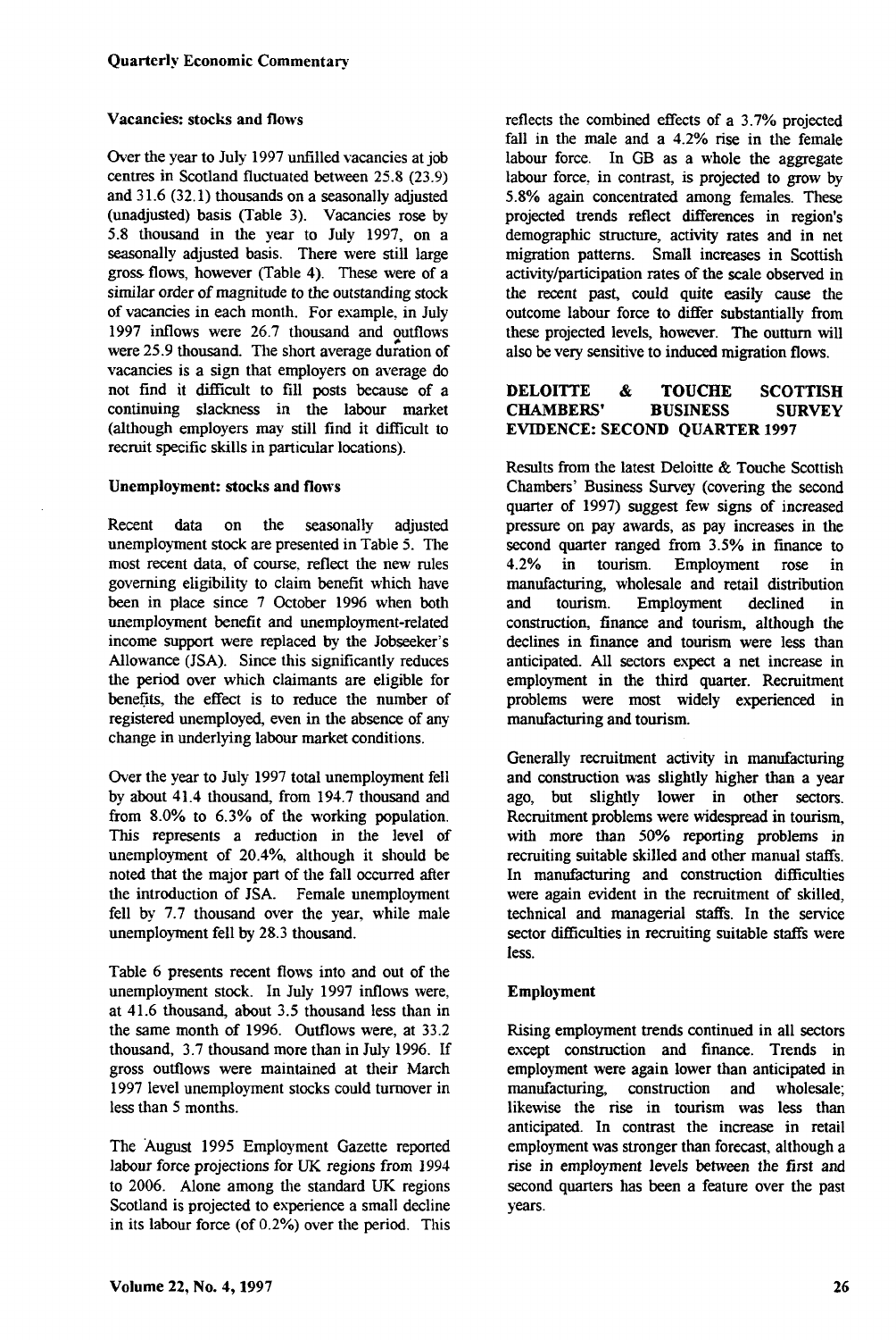### Vacancies: stocks and flows

Over the year to July 1997 unfilled vacancies at job centres in Scotland fluctuated between 25.8 (23.9) and 31.6 (32.1) thousands on a seasonally adjusted (unadjusted) basis (Table 3). Vacancies rose by 5.8 thousand in the year to July 1997, on a seasonally adjusted basis. There were still large gross flows, however (Table 4). These were of a similar order of magnitude to the outstanding stock of vacancies in each month. For example, in July 1997 inflows were 26.7 thousand and outflows were 25.9 thousand. The short average duration of vacancies is a sign that employers on average do not find it difficult to fill posts because of a continuing slackness in the labour market (although employers may still find it difficult to recruit specific skills in particular locations).

### Unemployment: stocks and flows

Recent data on the seasonally adjusted unemployment stock are presented in Table 5. The most recent data, of course, reflect the new rules governing eligibility to claim benefit which have been in place since 7 October 1996 when both unemployment benefit and unemployment-related income support were replaced by the Jobseeker's Allowance (JSA). Since this significantly reduces the period over which claimants are eligible for benefits, the effect is to reduce the number of registered unemployed, even in the absence of any change in underlying labour market conditions.

Over the year to July 1997 total unemployment fell by about 41.4 thousand, from 194.7 thousand and from 8.0% to 6.3% of the working population. This represents a reduction in the level of unemployment of 20.4%, although it should be noted that the major part of the fall occurred after the introduction of JSA. Female unemployment fell by 7.7 thousand over the year, while male unemployment fell by 28.3 thousand.

Table 6 presents recent flows into and out of the unemployment stock. In July 1997 inflows were, at 41.6 thousand, about 3.5 thousand less than in the same month of 1996. Outflows were, at 33.2 thousand, 3.7 thousand more than in July 1996. If gross outflows were maintained at their March 1997 level unemployment stocks could turnover in less than 5 months.

The August 1995 Employment Gazette reported labour force projections for UK regions from 1994 to 2006. Alone among the standard UK regions Scotland is projected to experience a small decline in its labour force (of 0.2%) over the period. This reflects the combined effects of a 3.7% projected fall in the male and a 4.2% rise in the female labour force. In GB as a whole the aggregate labour force, in contrast, is projected to grow by 5.8% again concentrated among females. These projected trends reflect differences in region's demographic structure, activity rates and in net migration patterns. Small increases in Scottish activity/participation rates of the scale observed in the recent past, could quite easily cause the outcome labour force to differ substantially from these projected levels, however. The outturn will also be very sensitive to induced migration flows.

## DELOITTE & TOUCHE SCOTTISH CHAMBERS' BUSINESS SURVEY EVIDENCE: SECOND QUARTER 1997

Results from the latest Deloitte & Touche Scottish Chambers' Business Survey (covering the second quarter of 1997) suggest few signs of increased pressure on pay awards, as pay increases in the second quarter ranged from 3.5% in finance to 4.2% in tourism. Employment rose in manufacturing, wholesale and retail distribution and tourism. Employment declined in construction, finance and tourism, although the declines in finance and tourism were less than anticipated. All sectors expect a net increase in employment in the third quarter. Recruitment problems were most widely experienced in manufacturing and tourism.

Generally recruitment activity in manufacturing and construction was slightly higher than a year ago, but slightly lower in other sectors. Recruitment problems were widespread in tourism, with more than 50% reporting problems in recruiting suitable skilled and other manual staffs. In manufacturing and construction difficulties were again evident in the recruitment of skilled, technical and managerial staffs. In the service sector difficulties in recruiting suitable staffs were less.

### Employment

Rising employment trends continued in all sectors except construction and finance. Trends in employment were again lower than anticipated in manufacturing, construction and wholesale; likewise the rise in tourism was less than anticipated. In contrast the increase in retail employment was stronger than forecast, although a rise in employment levels between the first and second quarters has been a feature over the past years.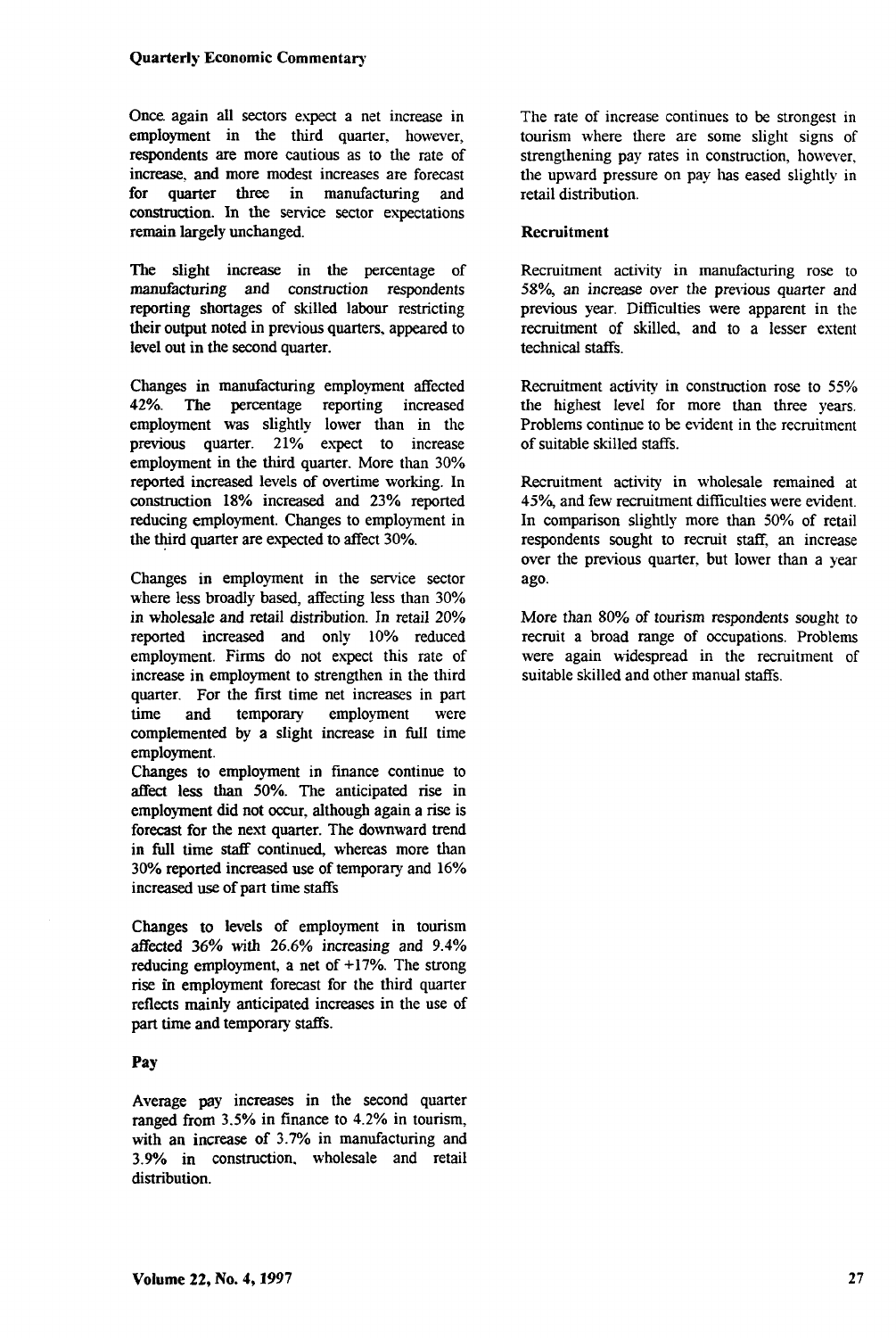Once again all sectors expect a net increase in employment in the third quarter, however, respondents are more cautious as to the rate of increase, and more modest increases are forecast for quarter three in manufacturing and construction. In the service sector expectations remain largely unchanged.

The slight increase in the percentage of manufacturing and construction respondents reporting shortages of skilled labour restricting their output noted in previous quarters, appeared to level out in the second quarter.

Changes in manufacturing employment affected 42%. The percentage reporting increased employment was slightly lower than in the previous quarter. 21% expect to increase employment in the third quarter. More than 30% reported increased levels of overtime working. In construction 18% increased and 23% reported reducing employment. Changes to employment in the third quarter are expected to affect 30%.

Changes in employment in the service sector where less broadly based, affecting less than 30% in wholesale and retail distribution. In retail 20% reported increased and only 10% reduced employment. Firms do not expect this rate of increase in employment to strengthen in the third quarter. For the first time net increases in part time and temporary employment were complemented by a slight increase in full time employment.

Changes to employment in finance continue to affect less than 50%. The anticipated rise in employment did not occur, although again a rise is forecast for the next quarter. The downward trend in full time staff continued, whereas more than 30% reported increased use of temporary and 16% increased use of part time staffs

Changes to levels of employment in tourism affected 36% with 26.6% increasing and 9.4% reducing employment, a net of +17%. The strong rise in employment forecast for the third quarter reflects mainly anticipated increases in the use of part time and temporary staffs.

### Pay

Average pay increases in the second quarter ranged from 3.5% in finance to 4.2% in tourism, with an increase of 3.7% in manufacturing and 3.9% in construction, wholesale and retail distribution.

The rate of increase continues to be strongest in tourism where there are some slight signs of strengthening pay rates in construction, however, the upward pressure on pay has eased slightly in retail distribution.

### Recruitment

Recruitment activity in manufacturing rose to 58%, an increase over the previous quarter and previous year. Difficulties were apparent in the recruitment of skilled, and to a lesser extent technical staffs.

Recruitment activity in construction rose to 55% the highest level for more than three years. Problems continue to be evident in the recruitment of suitable skilled staffs.

Recruitment activity in wholesale remained at 45%, and few recruitment difficulties were evident. In comparison slightly more than 50% of retail respondents sought to recruit staff, an increase over the previous quarter, but lower than a year ago.

More than 80% of tourism respondents sought to recruit a broad range of occupations. Problems were again widespread in the recruitment of suitable skilled and other manual staffs.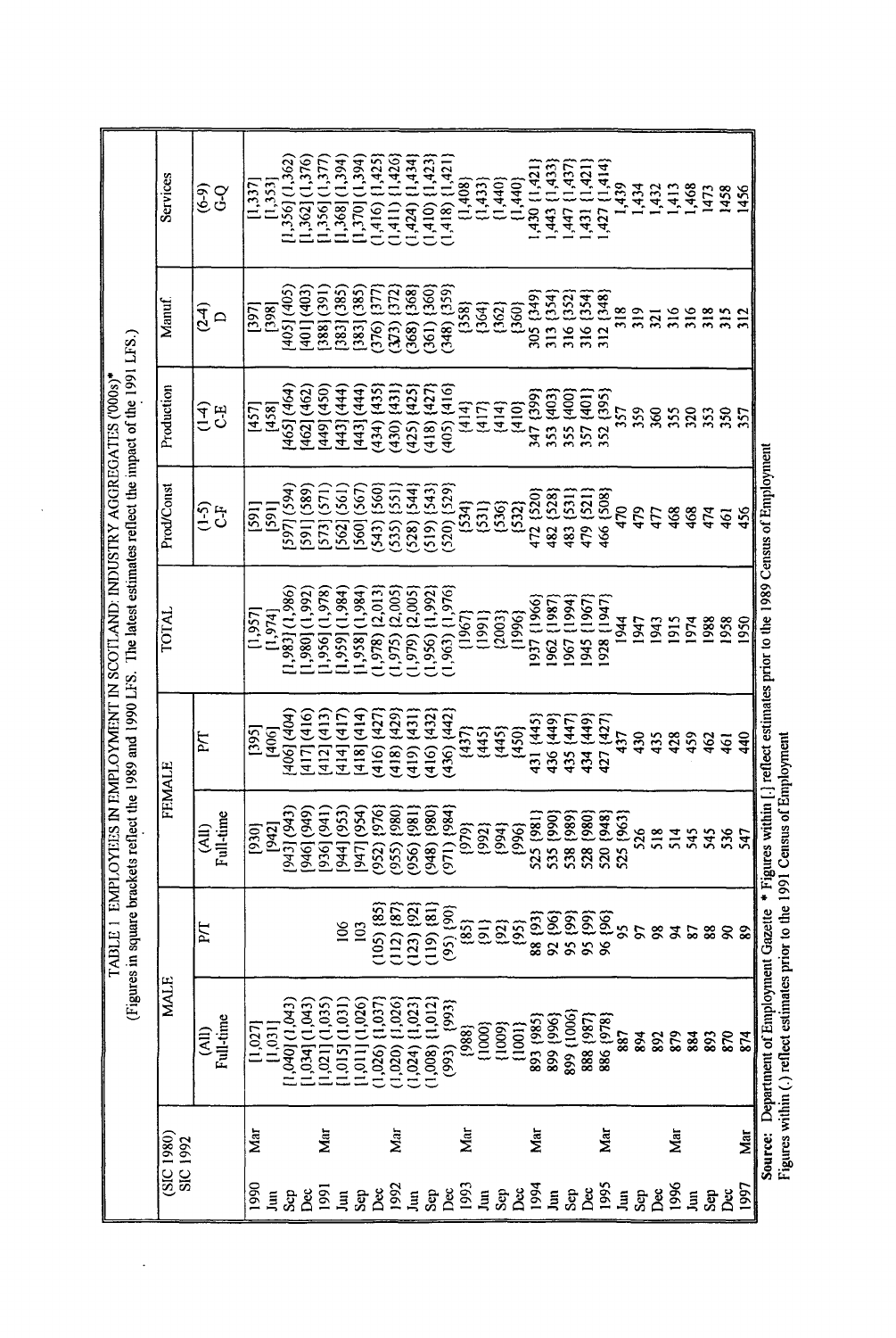TABLE 1 EMPLOYEES IN EMPLOYMENT IN SCOTLAND: INDUSTRY AGGREGATES ('000s)*

(Figures in square brackets reflect the 1989 and 1990 LFS. The latest estimates reflect the impact of the 1991 LFS.)

| (SIC 1980) SIC 1992 | | MALE | | FEMALE | | TOTAL | Prod/Const | Production | Manuf. | Services |
|---|---|---|---|---|---|---|---|---|---|---|
| | | (All) Full-time | P/T | (All) Full-time | P/T | | (1-5) C-F | (1-4) C-E | (2-4) D | (6-9) G-Q |
| 1990 | Mar | [1,027] | | [930] | [395] | [1,957] | [591] | [457] | [397] | [1,337] |
| Jun | | [1,031] | | [942] | [406] | [1,974] | [591] | [458] | [398] | [1,353] |
| Sep | | [1,040] (1,043) | | [943] (943) | [406] (404) | [1,983] (1,986) | [597] (594) | [465] (464) | [405] (405) | [1,356] (1,362) |
| Dec | | [1,034] (1,043) | | [946] (949) | [417] (416) | [1,980] (1,992) | [591] (589) | [462] (462) | [401] (403) | [1,362] (1,376) |
| 1991 | Mar | [1,021] (1,035) | | [936] (941) | [412] (413) | [1,956] (1,978) | [573] (571) | [449] (450) | [388] (391) | [1,356] (1,377) |
| Jun | | [1,015] (1,031) | 106 | [944] (953) | [414] (417) | [1,959] (1,984) | [562] (561) | [443] (444) | [383] (385) | [1,368] (1,394) |
| Sep | | [1,011] (1,026) | 103 | [947] (954) | [418] (414) | [1,958] (1,984) | [560] (567) | [443] (444) | [383] (385) | [1,370] (1,394) |
| Dec | | (1,026) {1,037} | (105) {85} | (952) {976} | (416) {427} | (1,978) {2,013} | (543) {560} | (434) {435} | (376) {377} | (1,416) {1,425} |
| 1992 | Mar | (1,020) {1,026} | (112) {87} | (955) {980} | (418) {429} | (1,975) {2,005} | (535) {551} | (430) {431} | (373) {372} | (1,411) {1,426} |
| Jun | | (1,024) {1,023} | (123) {92} | (956) {981} | (419) {431} | (1,979) {2,005} | (528) {544} | (425) {425} | (368) {368} | (1,424) {1,434} |
| Sep | | (1,008) {1,012} | (119) {81} | (948) {980} | (416) {432} | (1,956) {1,992} | (519) {543} | (418) {427} | (361) {360} | (1,410) {1,423} |
| Dec | | (993) {993} | (95) {90} | (971) {984} | (436) {442} | (1,963) {1,976} | (520) {529} | (405) {416} | (348) {359} | (1,418) {1,421} |
| 1993 | Mar | {988} | {85} | {979} | {437} | {1967} | {534} | {414} | {358} | {1,408} |
| Jun | | {1000} | {91} | {992} | {445} | {1991} | {531} | {417} | {364} | {1,433} |
| Sep | | {1009} | {92} | {994} | {445} | {2003} | {536} | {414} | {362} | {1,440} |
| Dec | | {1001} | {95} | {996} | {450} | {1996} | {532} | {410} | {360} | {1,440} |
| 1994 | Mar | 893 {985} | 88 {93} | 525 {981} | 431 {445} | 1937 {1966} | 472 {520} | 347 {399} | 305 {349} | 1,430 {1,421} |
| Jun | | 899 {996} | 92 {96} | 535 {990} | 436 {449} | 1962 {1987} | 482 {528} | 353 {403} | 313 {354} | 1,443 {1,433} |
| Sep | | 899 {1006} | 95 {99} | 538 {989} | 435 {447} | 1967 {1994} | 483 {531} | 355 {400} | 316 {352} | 1,447 {1,437} |
| Dec | | 888 {987} | 95 {99} | 528 {980} | 434 {449} | 1945 {1967} | 479 {521} | 357 {401} | 316 {354} | 1,431 {1,421} |
| 1995 | Mar | 886 {978} | 96 {96} | 520 {948} | 427 {427} | 1928 {1947} | 466 {508} | 352 {395} | 312 {348} | 1,427 {1,414} |
| Jun | | 887 | 95 | 525 {963} | 437 | 1944 | 470 | 357 | 318 | 1,439 |
| Sep | | 894 | 97 | 526 | 430 | 1947 | 479 | 359 | 319 | 1,434 |
| Dec | | 892 | 98 | 518 | 435 | 1943 | 477 | 360 | 321 | 1,432 |
| 1996 | Mar | 879 | 94 | 514 | 428 | 1915 | 468 | 355 | 316 | 1,413 |
| Jun | | 884 | 87 | 545 | 459 | 1974 | 468 | 320 | 316 | 1,468 |
| Sep | | 893 | 88 | 545 | 462 | 1988 | 474 | 353 | 318 | 1473 |
| Dec | | 870 | 90 | 536 | 461 | 1958 | 461 | 350 | 315 | 1458 |
| 1997 | Mar | 874 | 89 | 547 | 440 | 1950 | 456 | 357 | 312 | 1456 |

**Source:** Department of Employment Gazette * Figures within [ ] reflect estimates prior to the 1989 Census of Employment

Figures within ( ) reflect estimates prior to the 1991 Census of Employment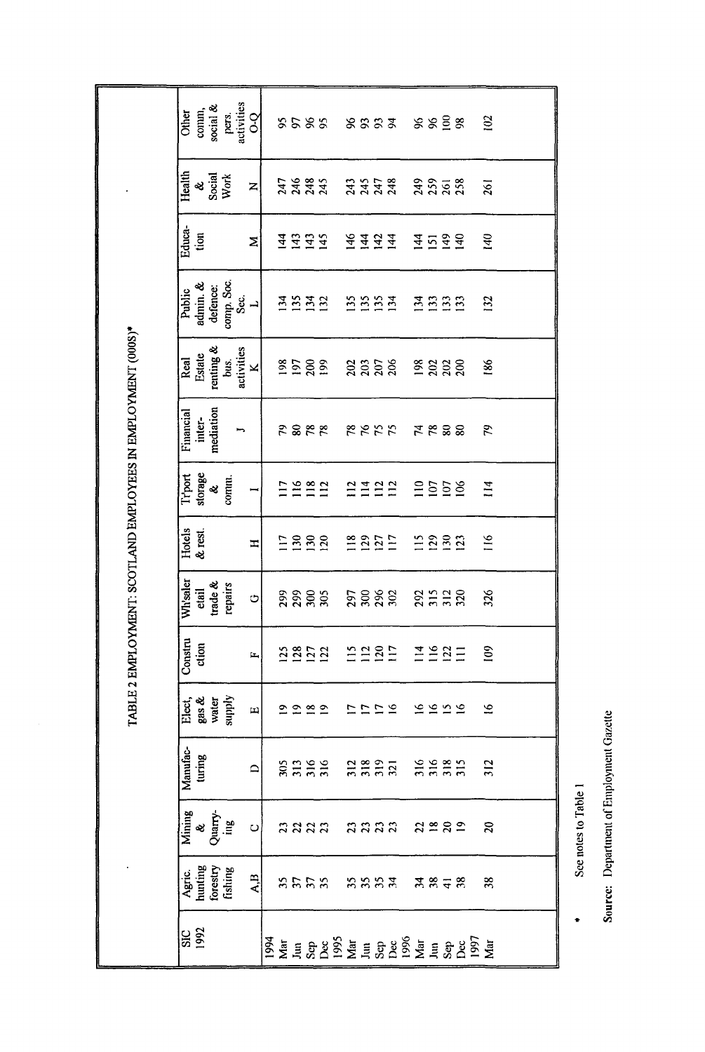# TABLE 2 EMPLOYMENT: SCOTLAND EMPLOYEES IN EMPLOYMENT (000S)*

| SIC 1992 | Agric. hunting forestry fishing | Mining & Quarry-ing | Manufac-turing | Elect, gas & water supply | Constru ction | Wh'saler etail trade & repairs | Hotels & rest. | T'port storage & comm. | Financial inter-mediation | Real Estate renting & bus. activities | Public admin. & defence: comp. Soc. Sec. | Educa-tion | Health & Social Work | Other comm, social & pers. activities |
|---|---|---|---|---|---|---|---|---|---|---|---|---|---|---|
| | A,B | C | D | E | F | G | H | I | J | K | L | M | N | O-Q |
| **1994** | | | | | | | | | | | | | | |
| Mar | 35 | 23 | 305 | 19 | 125 | 299 | 117 | 117 | 79 | 198 | 134 | 144 | 247 | 95 |
| Jun | 37 | 22 | 313 | 19 | 128 | 299 | 130 | 116 | 80 | 197 | 135 | 143 | 246 | 97 |
| Sep | 37 | 22 | 316 | 18 | 127 | 300 | 130 | 118 | 78 | 200 | 134 | 143 | 248 | 96 |
| Dec | 35 | 23 | 316 | 19 | 122 | 305 | 120 | 112 | 78 | 199 | 132 | 145 | 245 | 95 |
| **1995** | | | | | | | | | | | | | | |
| Mar | 35 | 23 | 312 | 17 | 115 | 297 | 118 | 112 | 78 | 202 | 135 | 146 | 243 | 96 |
| Jun | 35 | 23 | 318 | 17 | 112 | 300 | 129 | 114 | 76 | 203 | 135 | 144 | 245 | 93 |
| Sep | 35 | 23 | 319 | 17 | 120 | 296 | 127 | 112 | 75 | 207 | 135 | 142 | 247 | 93 |
| Dec | 34 | 23 | 321 | 16 | 117 | 302 | 117 | 112 | 75 | 206 | 134 | 144 | 248 | 94 |
| **1996** | | | | | | | | | | | | | | |
| Mar | 34 | 22 | 316 | 16 | 114 | 292 | 115 | 110 | 74 | 198 | 134 | 144 | 249 | 96 |
| Jun | 38 | 18 | 316 | 16 | 116 | 315 | 129 | 107 | 78 | 202 | 133 | 151 | 259 | 96 |
| Sep | 41 | 20 | 318 | 15 | 122 | 312 | 130 | 107 | 80 | 202 | 133 | 149 | 261 | 100 |
| Dec | 38 | 19 | 315 | 16 | 111 | 320 | 123 | 106 | 80 | 200 | 133 | 140 | 258 | 98 |
| **1997** | | | | | | | | | | | | | | |
| Mar | 38 | 20 | 312 | 16 | 109 | 326 | 116 | 114 | 79 | 186 | 132 | 140 | 261 | 102 |

\* See notes to Table 1

**Source:** Department of Employment Gazette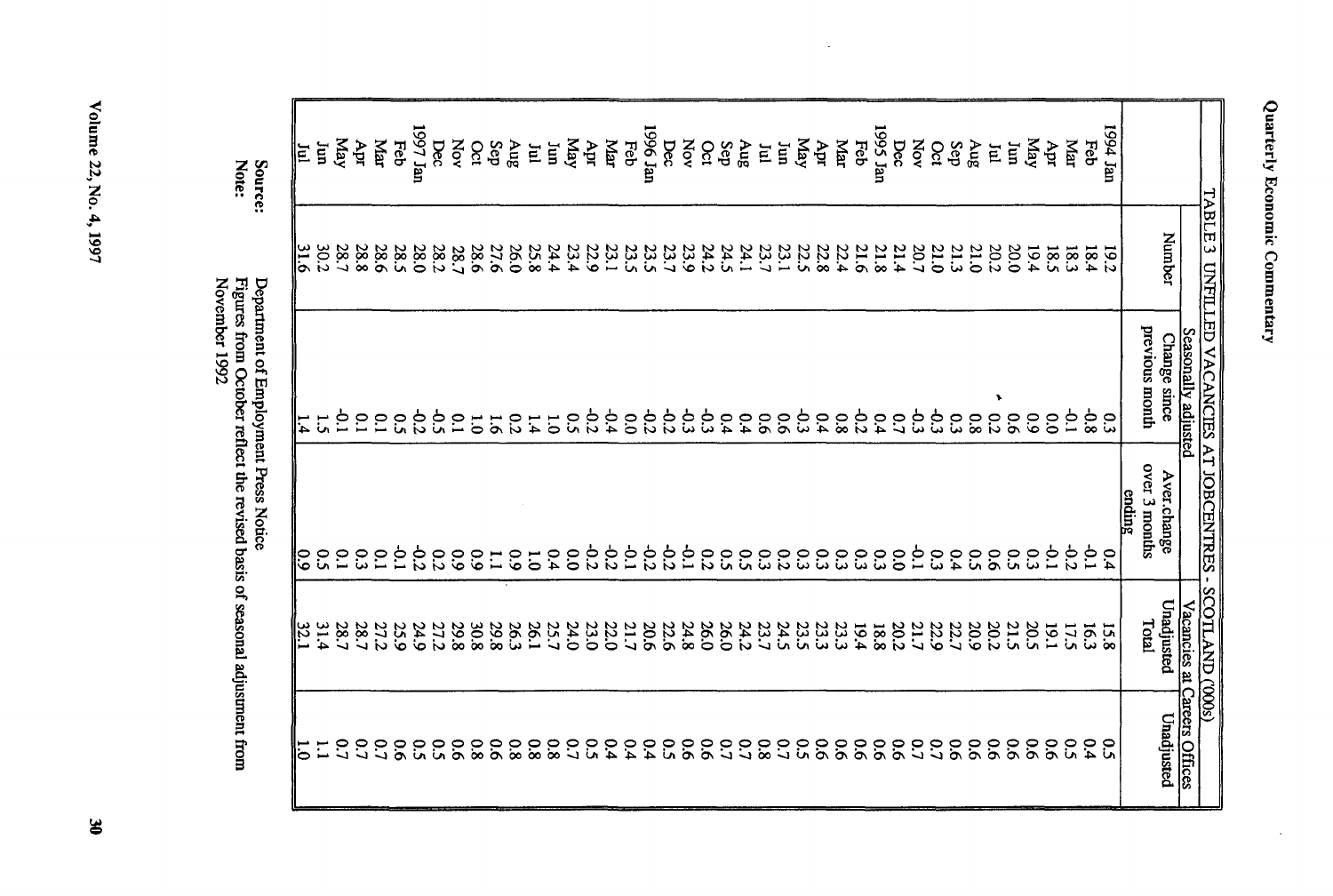## TABLE 3 UNFILLED VACANCIES AT JOBCENTRES - SCOTLAND ('000s)

| | Seasonally adjusted | | | Unadjusted | Vacancies at Careers Offices |
|---|---|---|---|---|---|
| | Number | Change since previous month | Aver.change over 3 months ending | Total | Unadjusted |
| 1994 Jan | 19.2 | 0.3 | 0.4 | 15.8 | 0.5 |
| Feb | 18.4 | -0.8 | -0.1 | 16.3 | 0.4 |
| Mar | 18.3 | -0.1 | -0.2 | 17.5 | 0.5 |
| Apr | 18.5 | 0.0 | -0.1 | 19.1 | 0.6 |
| May | 19.4 | 0.9 | 0.3 | 20.5 | 0.6 |
| Jun | 20.0 | 0.6 | 0.5 | 21.5 | 0.6 |
| Jul | 20.2 | 0.2 | 0.6 | 20.2 | 0.6 |
| Aug | 21.0 | 0.8 | 0.5 | 20.9 | 0.6 |
| Sep | 21.3 | 0.3 | 0.4 | 22.7 | 0.6 |
| Oct | 21.0 | -0.3 | 0.3 | 22.9 | 0.7 |
| Nov | 20.7 | -0.3 | -0.1 | 21.7 | 0.7 |
| Dec | 21.4 | 0.7 | 0.0 | 20.2 | 0.6 |
| 1995 Jan | 21.8 | 0.4 | 0.3 | 18.8 | 0.6 |
| Feb | 21.6 | -0.2 | 0.3 | 19.4 | 0.6 |
| Mar | 22.4 | 0.8 | 0.3 | 23.3 | 0.6 |
| Apr | 22.8 | 0.4 | 0.3 | 23.3 | 0.6 |
| May | 22.5 | -0.3 | 0.3 | 23.5 | 0.5 |
| Jun | 23.1 | 0.6 | 0.2 | 24.5 | 0.7 |
| Jul | 23.7 | 0.6 | 0.3 | 23.7 | 0.8 |
| Aug | 24.1 | 0.4 | 0.5 | 24.2 | 0.7 |
| Sep | 24.5 | 0.4 | 0.5 | 26.0 | 0.7 |
| Oct | 24.2 | -0.3 | 0.2 | 26.0 | 0.6 |
| Nov | 23.9 | -0.3 | -0.1 | 24.8 | 0.6 |
| Dec | 23.7 | -0.2 | -0.2 | 22.6 | 0.5 |
| 1996 Jan | 23.5 | -0.2 | -0.2 | 20.6 | 0.4 |
| Feb | 23.5 | 0.0 | -0.1 | 21.7 | 0.4 |
| Mar | 23.1 | -0.4 | -0.2 | 22.0 | 0.4 |
| Apr | 22.9 | -0.2 | -0.2 | 23.0 | 0.5 |
| May | 23.4 | 0.5 | 0.0 | 24.0 | 0.7 |
| Jun | 24.4 | 1.0 | 0.4 | 25.7 | 0.8 |
| Jul | 25.8 | 1.4 | 1.0 | 26.1 | 0.8 |
| Aug | 26.0 | 0.2 | 0.9 | 26.3 | 0.8 |
| Sep | 27.6 | 1.6 | 1.1 | 29.8 | 0.6 |
| Oct | 28.6 | 1.0 | 0.9 | 30.8 | 0.8 |
| Nov | 28.7 | 0.1 | 0.9 | 29.8 | 0.6 |
| Dec | 28.2 | -0.5 | 0.2 | 27.2 | 0.5 |
| 1997 Jan | 28.0 | -0.2 | -0.2 | 24.9 | 0.5 |
| Feb | 28.5 | 0.5 | -0.1 | 25.9 | 0.6 |
| Mar | 28.6 | 0.1 | 0.1 | 27.2 | 0.7 |
| Apr | 28.8 | 0.1 | 0.3 | 28.7 | 0.7 |
| May | 28.7 | -0.1 | 0.1 | 28.7 | 0.7 |
| Jun | 30.2 | 1.5 | 0.5 | 31.4 | 1.1 |
| Jul | 31.6 | 1.4 | 0.9 | 32.1 | 1.0 |

Source: Department of Employment Press Notice
Note: Figures from October reflect the revised basis of seasonal adjustment from November 1992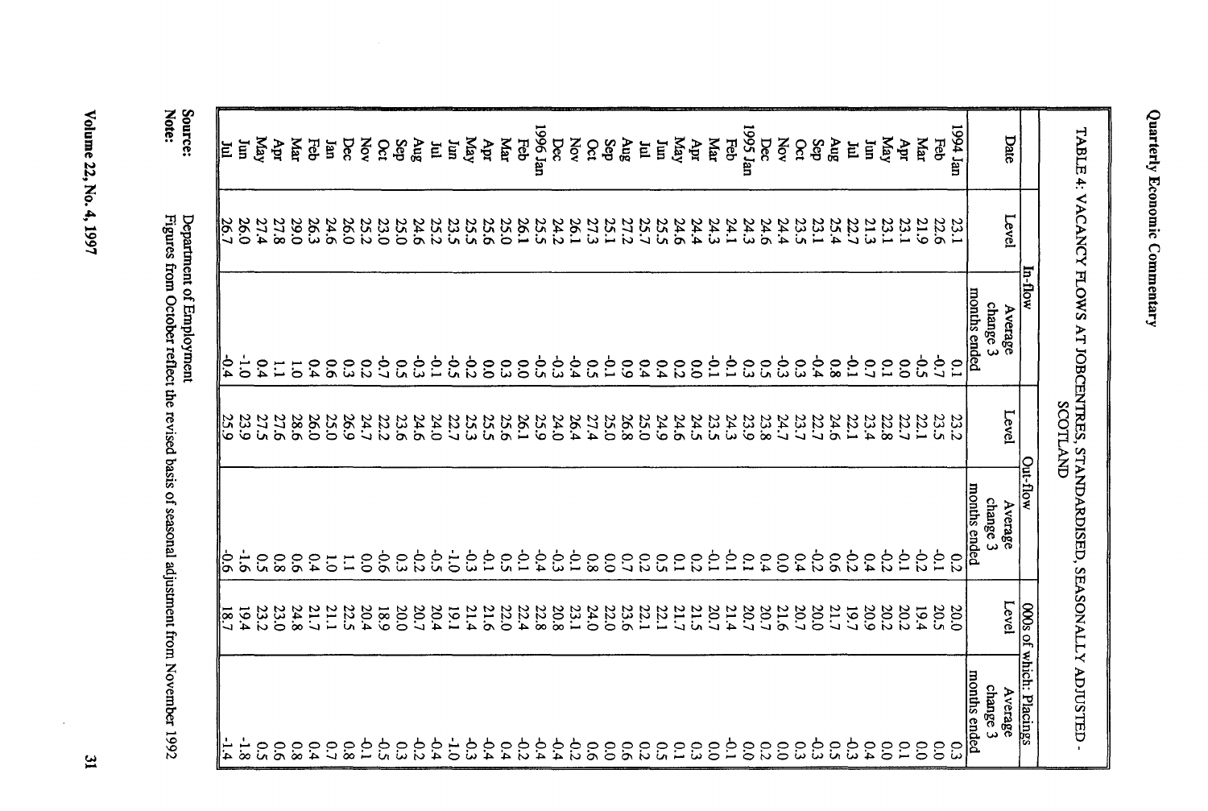## TABLE 4: VACANCY FLOWS AT JOBCENTRES, STANDARDISED, SEASONALLY ADJUSTED - SCOTLAND

| | In-flow | | Out-flow | | 000s of which: Placings | |
|---|---|---|---|---|---|---|
| Date | Level | Average change 3 months ended | Level | Average change 3 months ended | Level | Average change 3 months ended |
| 1994 Jan | 23.1 | 0.1 | 23.2 | 0.2 | 20.0 | 0.3 |
| Feb | 22.6 | -0.7 | 23.5 | -0.1 | 20.5 | 0.0 |
| Mar | 21.9 | -0.5 | 22.1 | -0.2 | 19.4 | 0.0 |
| Apr | 23.1 | 0.0 | 22.7 | -0.1 | 20.2 | 0.1 |
| May | 23.1 | 0.1 | 22.8 | -0.2 | 20.2 | 0.0 |
| Jun | 21.3 | 0.7 | 23.4 | 0.4 | 20.9 | 0.4 |
| Jul | 22.7 | -0.1 | 22.1 | -0.2 | 19.7 | -0.3 |
| Aug | 25.4 | 0.8 | 24.6 | 0.6 | 21.7 | 0.5 |
| Sep | 23.1 | -0.4 | 22.7 | -0.2 | 20.0 | -0.3 |
| Oct | 23.5 | 0.3 | 23.7 | 0.4 | 20.7 | 0.3 |
| Nov | 24.4 | -0.3 | 24.7 | 0.0 | 21.6 | 0.0 |
| Dec | 24.6 | 0.5 | 23.8 | 0.4 | 20.7 | 0.2 |
| 1995 Jan | 24.3 | 0.3 | 23.9 | 0.1 | 20.7 | 0.0 |
| Feb | 24.1 | -0.1 | 24.3 | -0.1 | 21.4 | -0.1 |
| Mar | 24.3 | -0.1 | 23.5 | -0.1 | 20.7 | 0.0 |
| Apr | 24.4 | 0.0 | 24.5 | 0.2 | 21.5 | 0.3 |
| May | 24.6 | 0.2 | 24.6 | 0.1 | 21.7 | 0.1 |
| Jun | 25.5 | 0.4 | 24.9 | 0.5 | 22.1 | 0.5 |
| Jul | 25.7 | 0.4 | 25.0 | 0.2 | 22.1 | 0.2 |
| Aug | 27.2 | 0.9 | 26.8 | 0.7 | 23.6 | 0.6 |
| Sep | 25.1 | -0.1 | 25.0 | 0.0 | 22.0 | 0.0 |
| Oct | 27.3 | 0.5 | 27.4 | 0.8 | 24.0 | 0.6 |
| Nov | 26.1 | -0.4 | 26.4 | -0.1 | 23.1 | -0.2 |
| Dec | 24.2 | -0.3 | 24.0 | -0.3 | 20.8 | -0.4 |
| 1996 Jan | 25.5 | -0.5 | 25.9 | -0.4 | 22.8 | -0.4 |
| Feb | 26.1 | 0.0 | 26.1 | -0.1 | 22.4 | -0.2 |
| Mar | 25.0 | 0.3 | 25.6 | 0.5 | 22.0 | 0.4 |
| Apr | 25.6 | 0.0 | 25.5 | -0.1 | 21.6 | -0.4 |
| May | 25.5 | -0.2 | 25.3 | -0.3 | 21.4 | -0.3 |
| Jun | 23.5 | -0.5 | 22.7 | -1.0 | 19.1 | -1.0 |
| Jul | 25.2 | -0.1 | 24.0 | -0.5 | 20.4 | -0.4 |
| Aug | 24.6 | -0.3 | 24.6 | -0.2 | 20.7 | -0.2 |
| Sep | 25.0 | 0.5 | 23.6 | 0.3 | 20.0 | 0.3 |
| Oct | 23.0 | -0.7 | 22.2 | -0.6 | 18.9 | -0.5 |
| Nov | 25.2 | 0.2 | 24.7 | 0.0 | 20.4 | -0.1 |
| Dec | 26.0 | 0.3 | 26.9 | 1.1 | 22.5 | 0.8 |
| Jan | 24.6 | 0.6 | 25.0 | 1.0 | 21.1 | 0.7 |
| Feb | 26.3 | 0.4 | 26.0 | 0.4 | 21.7 | 0.4 |
| Mar | 29.0 | 1.0 | 28.6 | 0.6 | 24.8 | 0.8 |
| Apr | 27.8 | 1.1 | 27.6 | 0.8 | 23.0 | 0.6 |
| May | 27.4 | 0.4 | 27.5 | 0.5 | 23.2 | 0.5 |
| Jun | 26.0 | -1.0 | 23.9 | -1.6 | 19.4 | -1.8 |
| Jul | 26.7 | -0.4 | 25.9 | -0.6 | 18.7 | -1.4 |

**Source:** Department of Employment

**Note:** Figures from October reflect the revised basis of seasonal adjustment from November 1992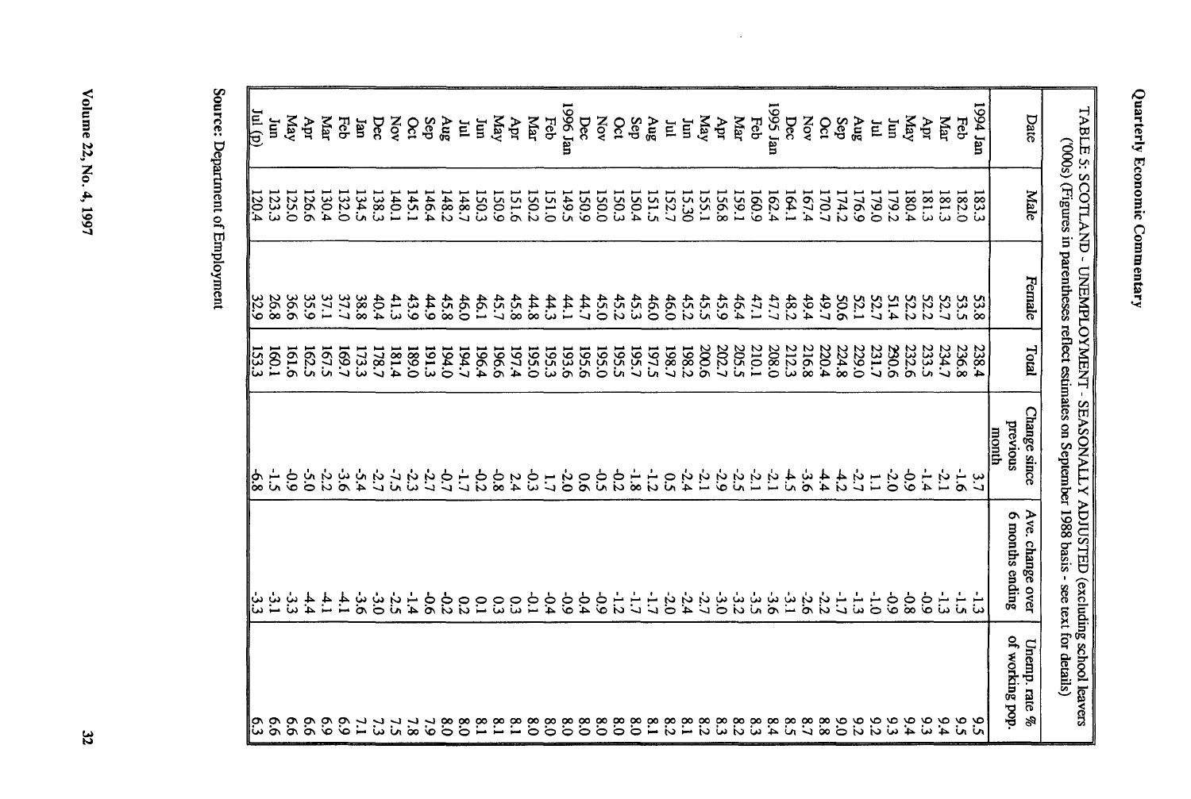TABLE 5: SCOTLAND - UNEMPLOYMENT - SEASONALLY ADJUSTED (excluding school leavers ('000s) (Figures in parentheses reflect estimates on September 1988 basis - see text for details)

| Date | Male | Female | Total | Change since previous month | Ave. change over 6 months ending | Unemp. rate % of working pop. |
|---|---|---|---|---|---|---|
| 1994 Jan | 183.3 | 53.8 | 238.4 | 3.7 | -1.3 | 9.5 |
| Feb | 182.0 | 53.5 | 236.8 | -1.6 | -1.5 | 9.5 |
| Mar | 181.3 | 52.7 | 234.7 | -2.1 | -1.3 | 9.4 |
| Apr | 181.3 | 52.2 | 233.5 | -1.4 | -0.9 | 9.3 |
| May | 180.4 | 52.2 | 232.6 | -0.9 | -0.8 | 9.4 |
| Jun | 179.2 | 51.4 | 230.6 | -2.0 | -0.9 | 9.3 |
| Jul | 179.0 | 52.7 | 231.7 | 1.1 | -1.0 | 9.2 |
| Aug | 176.9 | 52.1 | 229.0 | -2.7 | -1.3 | 9.2 |
| Sep | 174.2 | 50.6 | 224.8 | -4.2 | -1.7 | 9.0 |
| Oct | 170.7 | 49.7 | 220.4 | -4.4 | -2.2 | 8.8 |
| Nov | 167.4 | 49.4 | 216.8 | -3.6 | -2.6 | 8.7 |
| Dec | 164.1 | 48.2 | 212.3 | -4.5 | -3.1 | 8.5 |
| 1995 Jan | 162.4 | 47.7 | 208.0 | -2.1 | -3.6 | 8.4 |
| Feb | 160.9 | 47.1 | 210.1 | -2.1 | -3.5 | 8.3 |
| Mar | 159.1 | 46.4 | 205.5 | -2.5 | -3.2 | 8.2 |
| Apr | 156.8 | 45.9 | 202.7 | -2.9 | -3.0 | 8.3 |
| May | 155.1 | 45.5 | 200.6 | -2.1 | -2.7 | 8.2 |
| Jun | 15.30 | 45.2 | 198.2 | -2.4 | -2.4 | 8.1 |
| Jul | 152.7 | 46.0 | 198.7 | 0.5 | -2.0 | 8.2 |
| Aug | 151.5 | 46.0 | 197.5 | -1.2 | -1.7 | 8.1 |
| Sep | 150.4 | 45.3 | 195.7 | -1.8 | -1.7 | 8.0 |
| Oct | 150.3 | 45.2 | 195.5 | -0.2 | -1.2 | 8.0 |
| Nov | 150.0 | 45.0 | 195.0 | -0.5 | -0.9 | 8.0 |
| Dec | 150.9 | 44.7 | 195.6 | 0.6 | -0.4 | 8.0 |
| 1996 Jan | 149.5 | 44.1 | 193.6 | -2.0 | -0.9 | 8.0 |
| Feb | 151.0 | 44.3 | 195.3 | 1.7 | -0.4 | 8.0 |
| Mar | 150.2 | 44.8 | 195.0 | -0.3 | -0.1 | 8.0 |
| Apr | 151.6 | 45.8 | 197.4 | 2.4 | 0.3 | 8.1 |
| May | 150.9 | 45.7 | 196.6 | -0.8 | 0.3 | 8.1 |
| Jun | 150.3 | 46.1 | 196.4 | -0.2 | 0.1 | 8.1 |
| Jul | 148.7 | 46.0 | 194.7 | -1.7 | 0.2 | 8.0 |
| Aug | 148.2 | 45.8 | 194.0 | -0.7 | -0.2 | 8.0 |
| Sep | 146.4 | 44.9 | 191.3 | -2.7 | -0.6 | 7.9 |
| Oct | 145.1 | 43.9 | 189.0 | -2.3 | -1.4 | 7.8 |
| Nov | 140.1 | 41.3 | 181.4 | -7.5 | -2.5 | 7.5 |
| Dec | 138.3 | 40.4 | 178.7 | -2.7 | -3.0 | 7.3 |
| Jan | 134.5 | 38.8 | 173.3 | -5.4 | -3.6 | 7.1 |
| Feb | 132.0 | 37.7 | 169.7 | -3.6 | -4.1 | 6.9 |
| Mar | 130.4 | 37.1 | 167.5 | -2.2 | -4.1 | 6.9 |
| Apr | 126.6 | 35.9 | 162.5 | -5.0 | -4.4 | 6.6 |
| May | 125.0 | 36.6 | 161.6 | -0.9 | -3.3 | 6.6 |
| Jun | 123.3 | 26.8 | 160.1 | -1.5 | -3.1 | 6.6 |
| Jul (p) | 120.4 | 32.9 | 153.3 | -6.8 | -3.3 | 6.3 |

Source: Department of Employment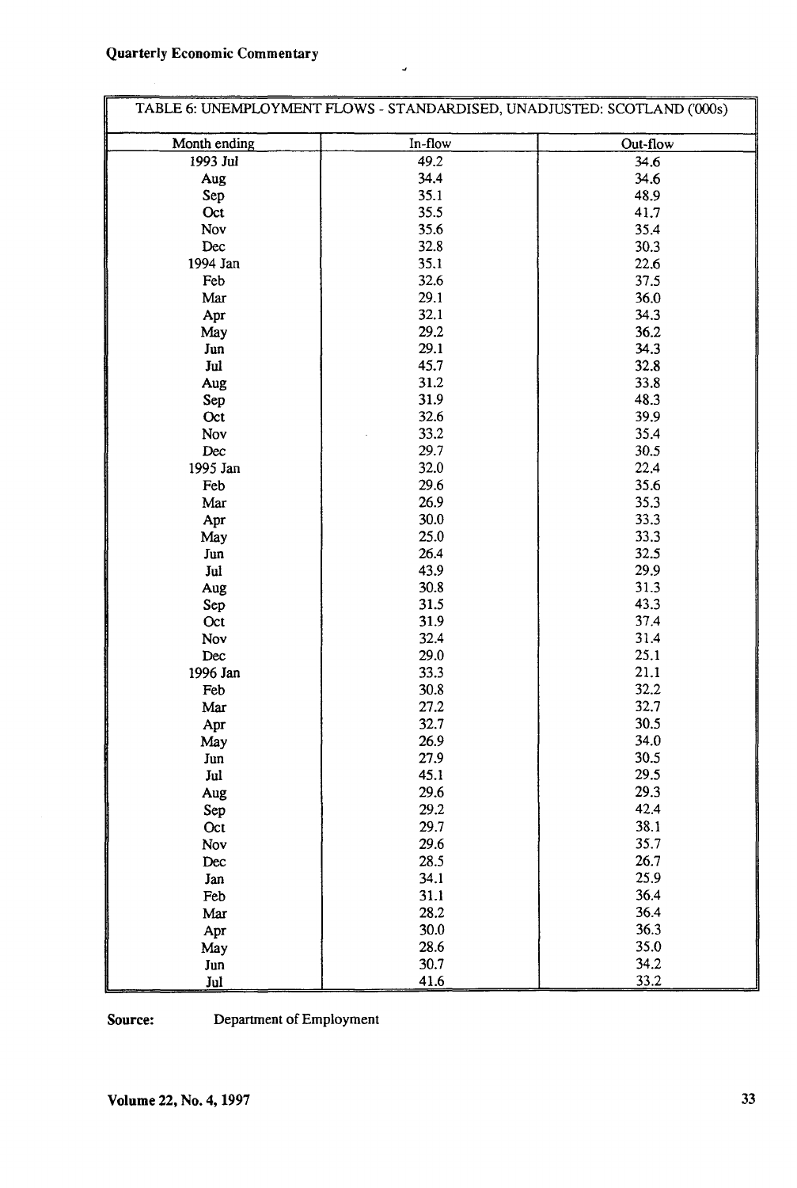| TABLE 6: UNEMPLOYMENT FLOWS - STANDARDISED, UNADJUSTED: SCOTLAND ('000s) | | |
|---|---|---|
| Month ending | In-flow | Out-flow |
| 1993 Jul | 49.2 | 34.6 |
| Aug | 34.4 | 34.6 |
| Sep | 35.1 | 48.9 |
| Oct | 35.5 | 41.7 |
| Nov | 35.6 | 35.4 |
| Dec | 32.8 | 30.3 |
| 1994 Jan | 35.1 | 22.6 |
| Feb | 32.6 | 37.5 |
| Mar | 29.1 | 36.0 |
| Apr | 32.1 | 34.3 |
| May | 29.2 | 36.2 |
| Jun | 29.1 | 34.3 |
| Jul | 45.7 | 32.8 |
| Aug | 31.2 | 33.8 |
| Sep | 31.9 | 48.3 |
| Oct | 32.6 | 39.9 |
| Nov | 33.2 | 35.4 |
| Dec | 29.7 | 30.5 |
| 1995 Jan | 32.0 | 22.4 |
| Feb | 29.6 | 35.6 |
| Mar | 26.9 | 35.3 |
| Apr | 30.0 | 33.3 |
| May | 25.0 | 33.3 |
| Jun | 26.4 | 32.5 |
| Jul | 43.9 | 29.9 |
| Aug | 30.8 | 31.3 |
| Sep | 31.5 | 43.3 |
| Oct | 31.9 | 37.4 |
| Nov | 32.4 | 31.4 |
| Dec | 29.0 | 25.1 |
| 1996 Jan | 33.3 | 21.1 |
| Feb | 30.8 | 32.2 |
| Mar | 27.2 | 32.7 |
| Apr | 32.7 | 30.5 |
| May | 26.9 | 34.0 |
| Jun | 27.9 | 30.5 |
| Jul | 45.1 | 29.5 |
| Aug | 29.6 | 29.3 |
| Sep | 29.2 | 42.4 |
| Oct | 29.7 | 38.1 |
| Nov | 29.6 | 35.7 |
| Dec | 28.5 | 26.7 |
| Jan | 34.1 | 25.9 |
| Feb | 31.1 | 36.4 |
| Mar | 28.2 | 36.4 |
| Apr | 30.0 | 36.3 |
| May | 28.6 | 35.0 |
| Jun | 30.7 | 34.2 |
| Jul | 41.6 | 33.2 |

**Source:** Department of Employment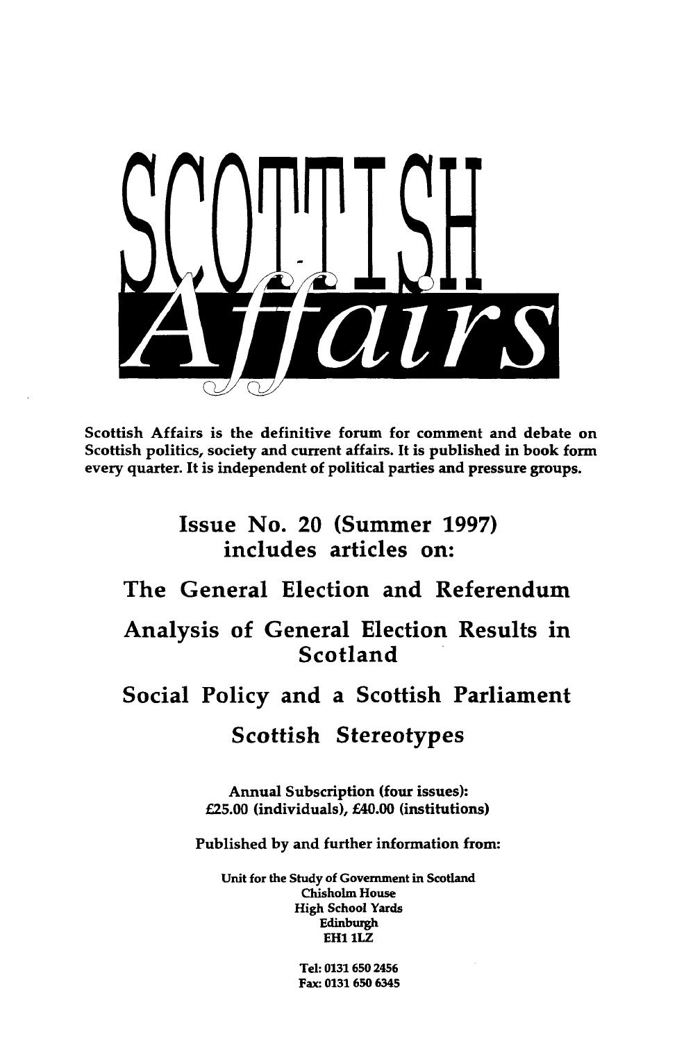# SCOTTISH Affairs

Scottish Affairs is the definitive forum for comment and debate on Scottish politics, society and current affairs. It is published in book form every quarter. It is independent of political parties and pressure groups.

## Issue No. 20 (Summer 1997) includes articles on:

## The General Election and Referendum

## Analysis of General Election Results in Scotland

## Social Policy and a Scottish Parliament

## Scottish Stereotypes

Annual Subscription (four issues):
£25.00 (individuals), £40.00 (institutions)

Published by and further information from:

Unit for the Study of Government in Scotland
Chisholm House
High School Yards
Edinburgh
EH1 1LZ

Tel: 0131 650 2456
Fax: 0131 650 6345